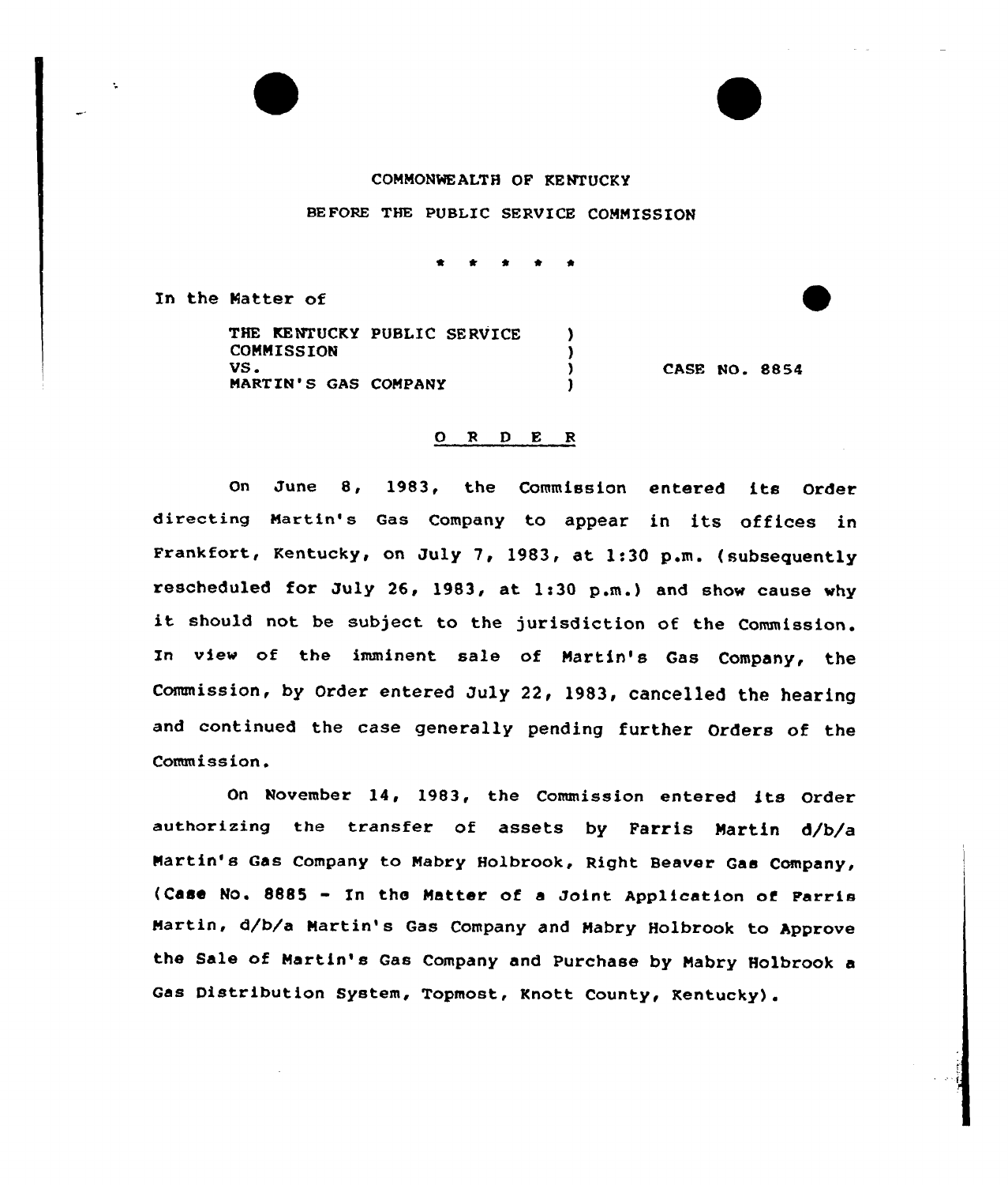COMMONWEALTH OF KENTUCKY

BEFORE THE PUBLIC SERVICE COMMISSION

\* \* \* \* \*

In the Matter of

| | | |
|---|---|---|
| THE KENTUCKY PUBLIC SERVICE COMMISSION VS. MARTIN'S GAS COMPANY | ) ) ) ) | CASE NO. 8854 |

O R D E R

On June 8, 1983, the Commission entered its Order directing Martin's Gas Company to appear in its offices in Frankfort, Kentucky, on July 7, 1983, at 1:30 p.m. (subsequently rescheduled for July 26, 1983, at 1:30 p.m.) and show cause why it should not be subject to the jurisdiction of the Commission. In view of the imminent sale of Martin's Gas Company, the Commission, by Order entered July 22, 1983, cancelled the hearing and continued the case generally pending further Orders of the Commission.

On November 14, 1983, the Commission entered its Order authorizing the transfer of assets by Farris Martin d/b/a Martin's Gas Company to Mabry Holbrook, Right Beaver Gas Company, (Case No. 8885 - In the Matter of a Joint Application of Farris Martin, d/b/a Martin's Gas Company and Mabry Holbrook to Approve the Sale of Martin's Gas Company and Purchase by Mabry Holbrook a Gas Distribution System, Topmost, Knott County, Kentucky).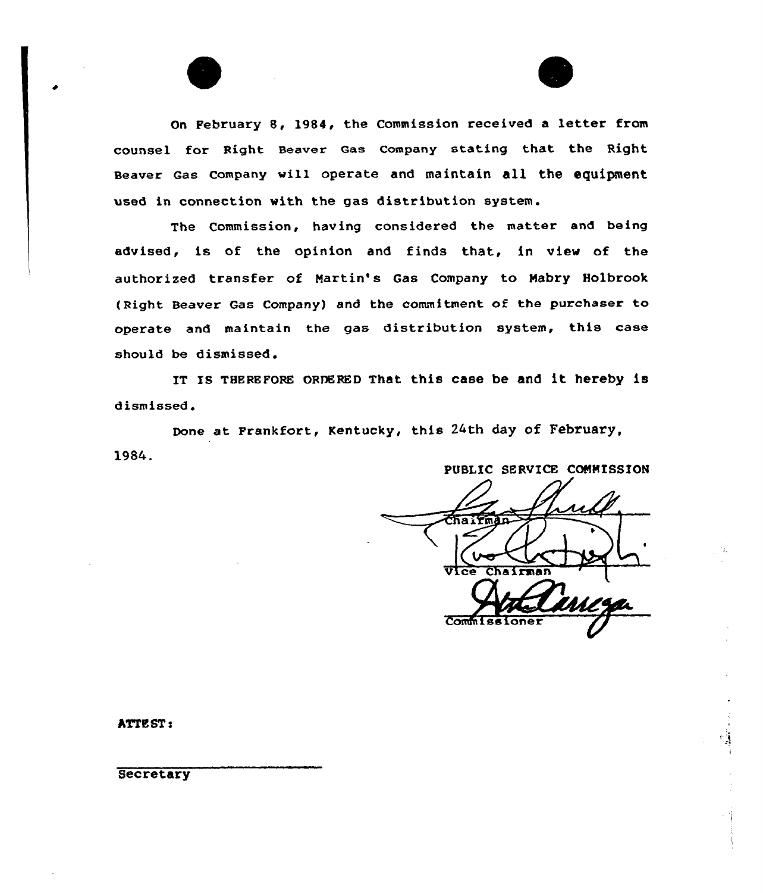On February 8, 1984, the Commission received a letter from counsel for Right Beaver Gas Company stating that the Right Beaver Gas Company will operate and maintain all the equipment used in connection with the gas distribution system.

The Commission, having considered the matter and being advised, is of the opinion and finds that, in view of the authorized transfer of Martin's Gas Company to Mabry Holbrook (Right Beaver Gas Company) and the commitment of the purchaser to operate and maintain the gas distribution system, this case should be dismissed.

IT IS THEREFORE ORDERED That this case be and it hereby is dismissed.

Done at Frankfort, Kentucky, this 24th day of February, 1984.

PUBLIC SERVICE COMMISSION

Chairman

Vice Chairman

Commissioner

ATTEST:

Secretary